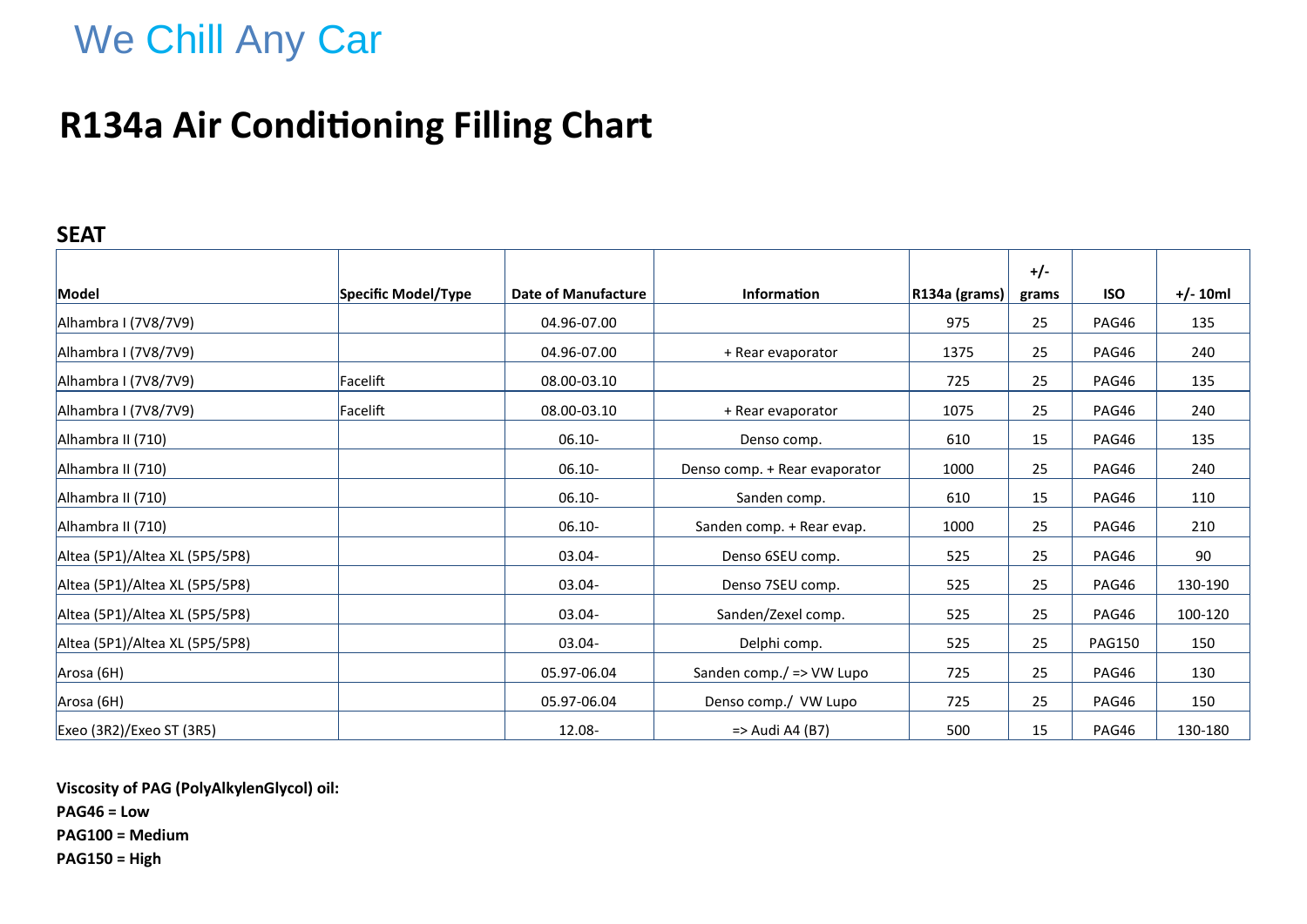We Chill Any Car

# R134a Air Conditioning Filling Chart

## SEAT

| Model | Specific Model/Type | Date of Manufacture | Information | R134a (grams) | +/- grams | ISO | +/- 10ml |
|---|---|---|---|---|---|---|---|
| Alhambra I (7V8/7V9) | | 04.96-07.00 | | 975 | 25 | PAG46 | 135 |
| Alhambra I (7V8/7V9) | | 04.96-07.00 | + Rear evaporator | 1375 | 25 | PAG46 | 240 |
| Alhambra I (7V8/7V9) | Facelift | 08.00-03.10 | | 725 | 25 | PAG46 | 135 |
| Alhambra I (7V8/7V9) | Facelift | 08.00-03.10 | + Rear evaporator | 1075 | 25 | PAG46 | 240 |
| Alhambra II (710) | | 06.10- | Denso comp. | 610 | 15 | PAG46 | 135 |
| Alhambra II (710) | | 06.10- | Denso comp. + Rear evaporator | 1000 | 25 | PAG46 | 240 |
| Alhambra II (710) | | 06.10- | Sanden comp. | 610 | 15 | PAG46 | 110 |
| Alhambra II (710) | | 06.10- | Sanden comp. + Rear evap. | 1000 | 25 | PAG46 | 210 |
| Altea (5P1)/Altea XL (5P5/5P8) | | 03.04- | Denso 6SEU comp. | 525 | 25 | PAG46 | 90 |
| Altea (5P1)/Altea XL (5P5/5P8) | | 03.04- | Denso 7SEU comp. | 525 | 25 | PAG46 | 130-190 |
| Altea (5P1)/Altea XL (5P5/5P8) | | 03.04- | Sanden/Zexel comp. | 525 | 25 | PAG46 | 100-120 |
| Altea (5P1)/Altea XL (5P5/5P8) | | 03.04- | Delphi comp. | 525 | 25 | PAG150 | 150 |
| Arosa (6H) | | 05.97-06.04 | Sanden comp./ => VW Lupo | 725 | 25 | PAG46 | 130 |
| Arosa (6H) | | 05.97-06.04 | Denso comp./ VW Lupo | 725 | 25 | PAG46 | 150 |
| Exeo (3R2)/Exeo ST (3R5) | | 12.08- | => Audi A4 (B7) | 500 | 15 | PAG46 | 130-180 |

**Viscosity of PAG (PolyAlkylenGlycol) oil:**

**PAG46 = Low**

**PAG100 = Medium**

**PAG150 = High**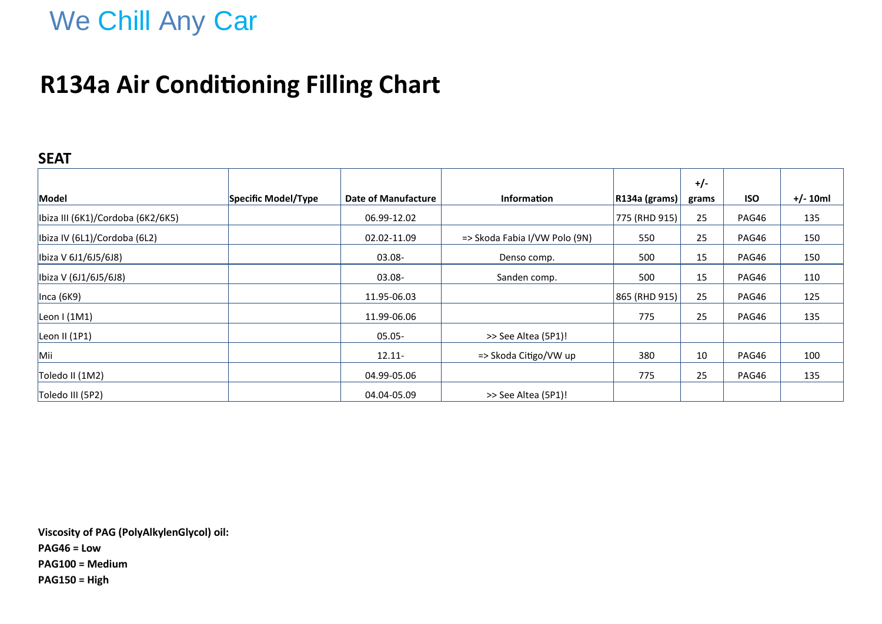We Chill Any Car

# R134a Air Conditioning Filling Chart

## SEAT

| Model | Specific Model/Type | Date of Manufacture | Information | R134a (grams) | +/- grams | ISO | +/- 10ml |
|---|---|---|---|---|---|---|---|
| Ibiza III (6K1)/Cordoba (6K2/6K5) | | 06.99-12.02 | | 775 (RHD 915) | 25 | PAG46 | 135 |
| Ibiza IV (6L1)/Cordoba (6L2) | | 02.02-11.09 | => Skoda Fabia I/VW Polo (9N) | 550 | 25 | PAG46 | 150 |
| Ibiza V 6J1/6J5/6J8) | | 03.08- | Denso comp. | 500 | 15 | PAG46 | 150 |
| Ibiza V (6J1/6J5/6J8) | | 03.08- | Sanden comp. | 500 | 15 | PAG46 | 110 |
| Inca (6K9) | | 11.95-06.03 | | 865 (RHD 915) | 25 | PAG46 | 125 |
| Leon I (1M1) | | 11.99-06.06 | | 775 | 25 | PAG46 | 135 |
| Leon II (1P1) | | 05.05- | >> See Altea (5P1)! | | | | |
| Mii | | 12.11- | => Skoda Citigo/VW up | 380 | 10 | PAG46 | 100 |
| Toledo II (1M2) | | 04.99-05.06 | | 775 | 25 | PAG46 | 135 |
| Toledo III (5P2) | | 04.04-05.09 | >> See Altea (5P1)! | | | | |

**Viscosity of PAG (PolyAlkylenGlycol) oil:**
**PAG46 = Low**
**PAG100 = Medium**
**PAG150 = High**